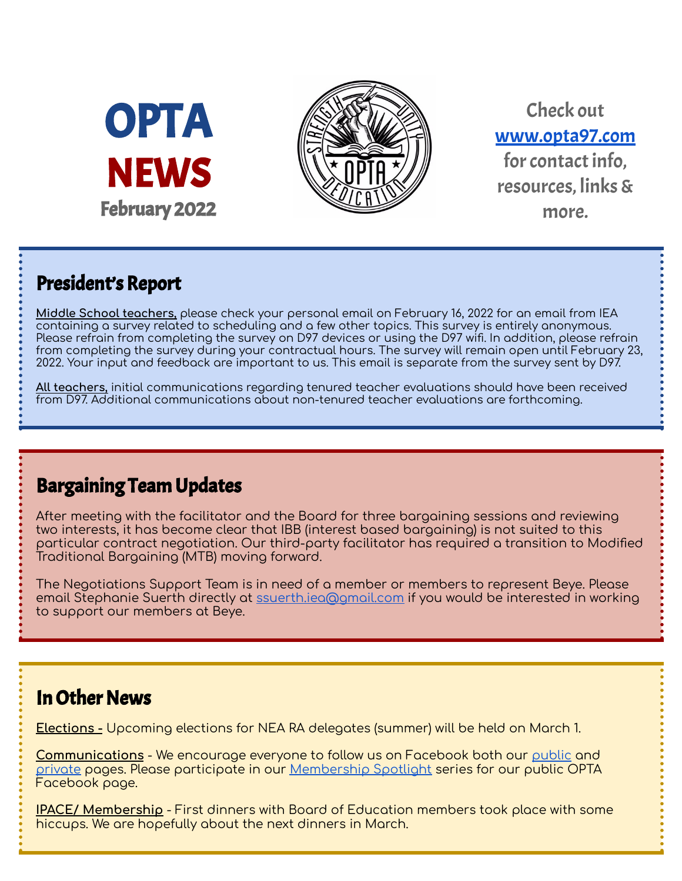# OPTA NEWS

February 2022

Check out [www.opta97.com](www.opta97.com) for contact info, resources, links & more.

## President's Report

**Middle School teachers,** please check your personal email on February 16, 2022 for an email from IEA containing a survey related to scheduling and a few other topics. This survey is entirely anonymous. Please refrain from completing the survey on D97 devices or using the D97 wifi. In addition, please refrain from completing the survey during your contractual hours. The survey will remain open until February 23, 2022. Your input and feedback are important to us. This email is separate from the survey sent by D97.

**All teachers,** initial communications regarding tenured teacher evaluations should have been received from D97. Additional communications about non-tenured teacher evaluations are forthcoming.

## Bargaining Team Updates

After meeting with the facilitator and the Board for three bargaining sessions and reviewing two interests, it has become clear that IBB (interest based bargaining) is not suited to this particular contract negotiation. Our third-party facilitator has required a transition to Modified Traditional Bargaining (MTB) moving forward.

The Negotiations Support Team is in need of a member or members to represent Beye. Please email Stephanie Suerth directly at ssuerth.iea@gmail.com if you would be interested in working to support our members at Beye.

## In Other News

**Elections -** Upcoming elections for NEA RA delegates (summer) will be held on March 1.

**Communications** - We encourage everyone to follow us on Facebook both our public and private pages. Please participate in our Membership Spotlight series for our public OPTA Facebook page.

**IPACE/ Membership** - First dinners with Board of Education members took place with some hiccups. We are hopefully about the next dinners in March.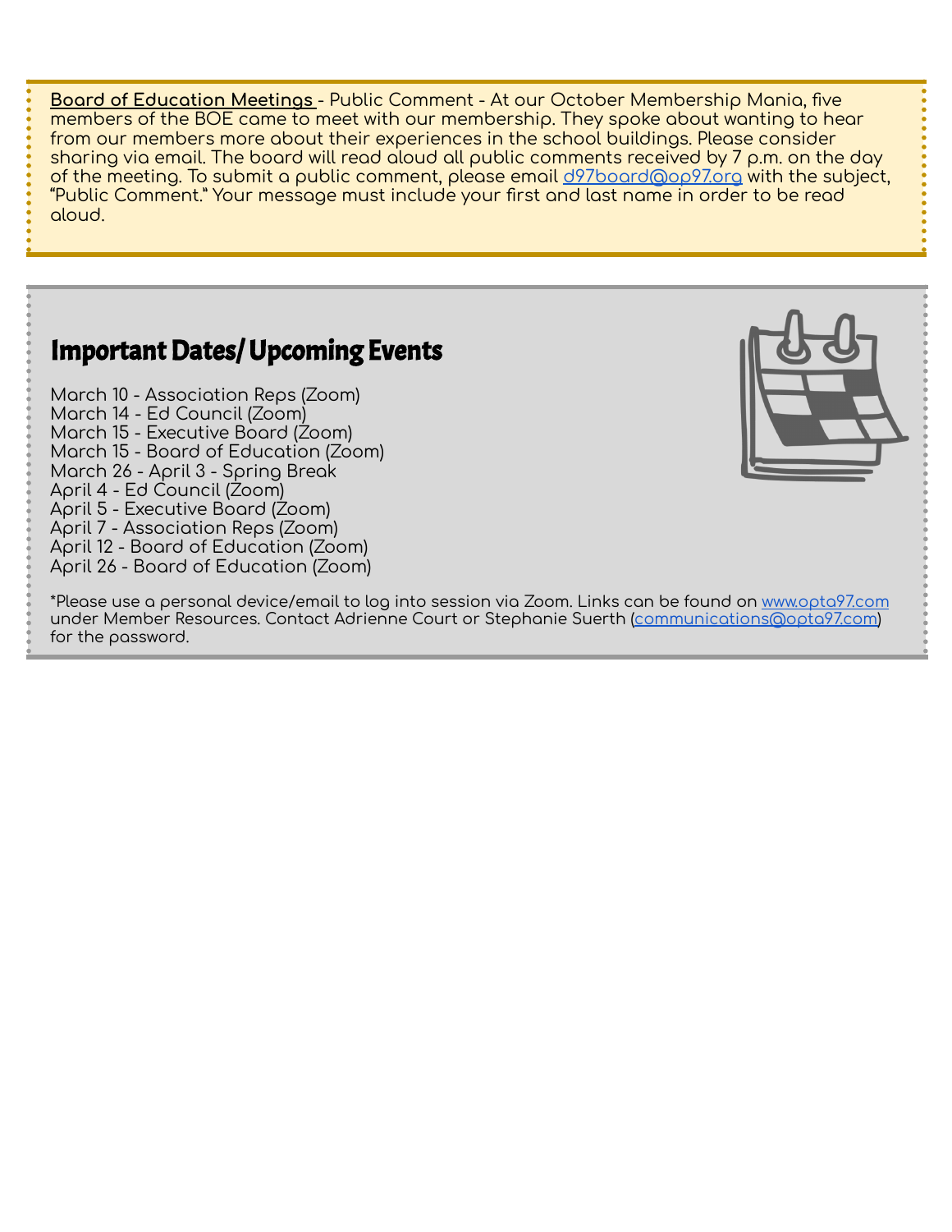**Board of Education Meetings** - Public Comment - At our October Membership Mania, five members of the BOE came to meet with our membership. They spoke about wanting to hear from our members more about their experiences in the school buildings. Please consider sharing via email. The board will read aloud all public comments received by 7 p.m. on the day of the meeting. To submit a public comment, please email d97board@op97.org with the subject, "Public Comment." Your message must include your first and last name in order to be read aloud.

## Important Dates/ Upcoming Events

March 10 - Association Reps (Zoom)
March 14 - Ed Council (Zoom)
March 15 - Executive Board (Zoom)
March 15 - Board of Education (Zoom)
March 26 - April 3 - Spring Break
April 4 - Ed Council (Zoom)
April 5 - Executive Board (Zoom)
April 7 - Association Reps (Zoom)
April 12 - Board of Education (Zoom)
April 26 - Board of Education (Zoom)

*Please use a personal device/email to log into session via Zoom. Links can be found on www.opta97.com under Member Resources. Contact Adrienne Court or Stephanie Suerth (communications@opta97.com) for the password.